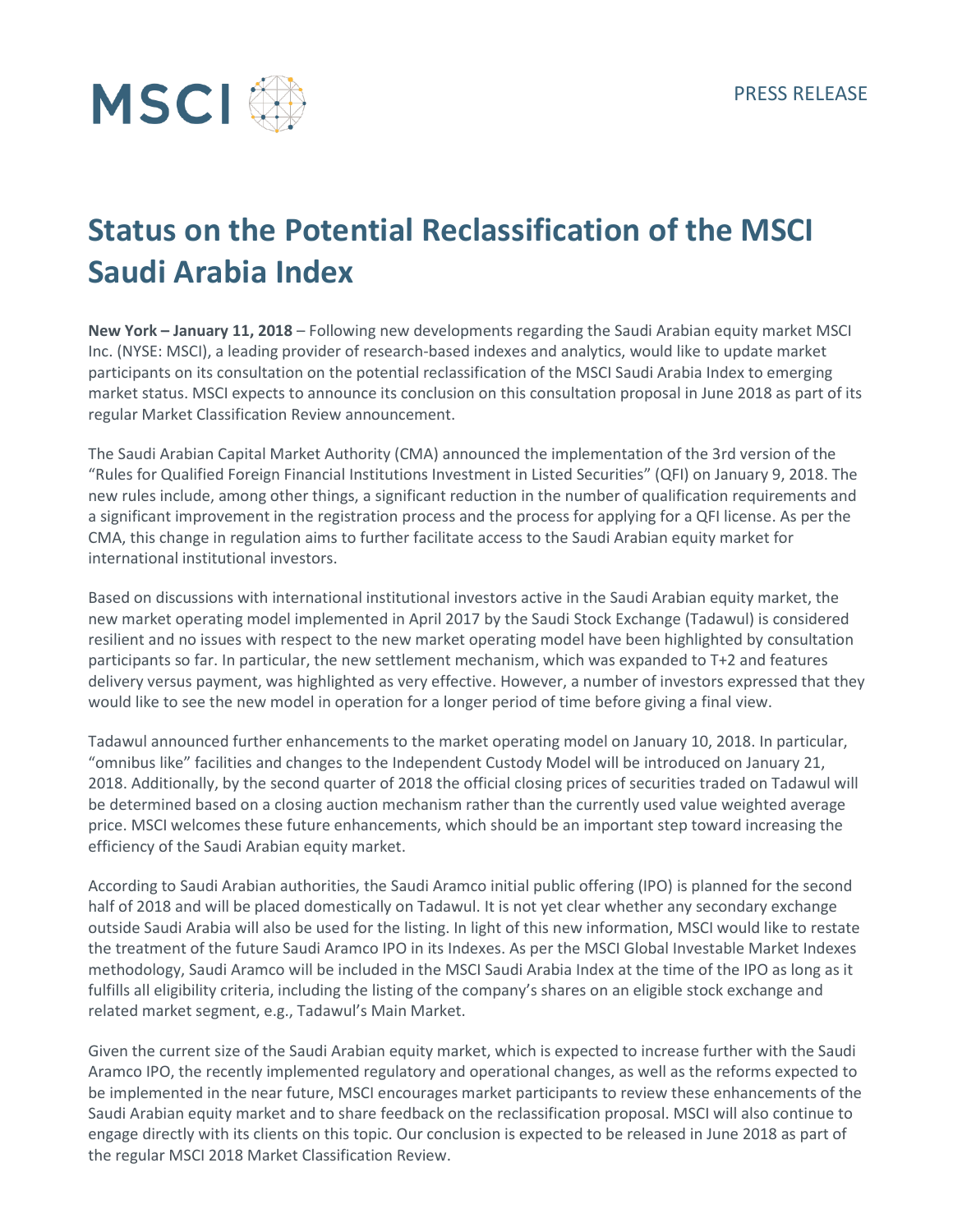MSCI

PRESS RELEASE

# Status on the Potential Reclassification of the MSCI Saudi Arabia Index

**New York – January 11, 2018** – Following new developments regarding the Saudi Arabian equity market MSCI Inc. (NYSE: MSCI), a leading provider of research-based indexes and analytics, would like to update market participants on its consultation on the potential reclassification of the MSCI Saudi Arabia Index to emerging market status. MSCI expects to announce its conclusion on this consultation proposal in June 2018 as part of its regular Market Classification Review announcement.

The Saudi Arabian Capital Market Authority (CMA) announced the implementation of the 3rd version of the "Rules for Qualified Foreign Financial Institutions Investment in Listed Securities" (QFI) on January 9, 2018. The new rules include, among other things, a significant reduction in the number of qualification requirements and a significant improvement in the registration process and the process for applying for a QFI license. As per the CMA, this change in regulation aims to further facilitate access to the Saudi Arabian equity market for international institutional investors.

Based on discussions with international institutional investors active in the Saudi Arabian equity market, the new market operating model implemented in April 2017 by the Saudi Stock Exchange (Tadawul) is considered resilient and no issues with respect to the new market operating model have been highlighted by consultation participants so far. In particular, the new settlement mechanism, which was expanded to T+2 and features delivery versus payment, was highlighted as very effective. However, a number of investors expressed that they would like to see the new model in operation for a longer period of time before giving a final view.

Tadawul announced further enhancements to the market operating model on January 10, 2018. In particular, "omnibus like" facilities and changes to the Independent Custody Model will be introduced on January 21, 2018. Additionally, by the second quarter of 2018 the official closing prices of securities traded on Tadawul will be determined based on a closing auction mechanism rather than the currently used value weighted average price. MSCI welcomes these future enhancements, which should be an important step toward increasing the efficiency of the Saudi Arabian equity market.

According to Saudi Arabian authorities, the Saudi Aramco initial public offering (IPO) is planned for the second half of 2018 and will be placed domestically on Tadawul. It is not yet clear whether any secondary exchange outside Saudi Arabia will also be used for the listing. In light of this new information, MSCI would like to restate the treatment of the future Saudi Aramco IPO in its Indexes. As per the MSCI Global Investable Market Indexes methodology, Saudi Aramco will be included in the MSCI Saudi Arabia Index at the time of the IPO as long as it fulfills all eligibility criteria, including the listing of the company's shares on an eligible stock exchange and related market segment, e.g., Tadawul's Main Market.

Given the current size of the Saudi Arabian equity market, which is expected to increase further with the Saudi Aramco IPO, the recently implemented regulatory and operational changes, as well as the reforms expected to be implemented in the near future, MSCI encourages market participants to review these enhancements of the Saudi Arabian equity market and to share feedback on the reclassification proposal. MSCI will also continue to engage directly with its clients on this topic. Our conclusion is expected to be released in June 2018 as part of the regular MSCI 2018 Market Classification Review.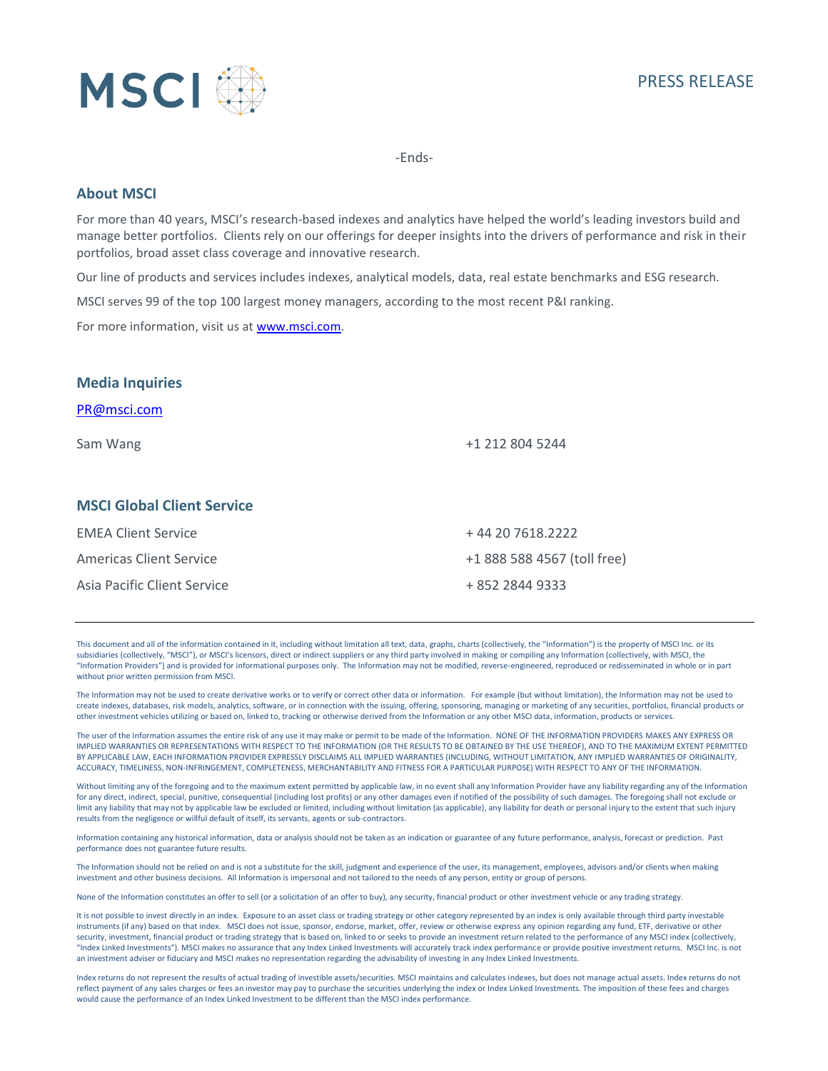-Ends-

## About MSCI

For more than 40 years, MSCI's research-based indexes and analytics have helped the world's leading investors build and manage better portfolios. Clients rely on our offerings for deeper insights into the drivers of performance and risk in their portfolios, broad asset class coverage and innovative research.

Our line of products and services includes indexes, analytical models, data, real estate benchmarks and ESG research.

MSCI serves 99 of the top 100 largest money managers, according to the most recent P&I ranking.

For more information, visit us at www.msci.com.

## Media Inquiries

PR@msci.com

| | |
|---|---|
| Sam Wang | +1 212 804 5244 |

## MSCI Global Client Service

| | |
|---|---|
| EMEA Client Service | + 44 20 7618.2222 |
| Americas Client Service | +1 888 588 4567 (toll free) |
| Asia Pacific Client Service | + 852 2844 9333 |

---

This document and all of the information contained in it, including without limitation all text, data, graphs, charts (collectively, the "Information") is the property of MSCI Inc. or its subsidiaries (collectively, "MSCI"), or MSCI's licensors, direct or indirect suppliers or any third party involved in making or compiling any Information (collectively, with MSCI, the "Information Providers") and is provided for informational purposes only. The Information may not be modified, reverse-engineered, reproduced or redisseminated in whole or in part without prior written permission from MSCI.

The Information may not be used to create derivative works or to verify or correct other data or information. For example (but without limitation), the Information may not be used to create indexes, databases, risk models, analytics, software, or in connection with the issuing, offering, sponsoring, managing or marketing of any securities, portfolios, financial products or other investment vehicles utilizing or based on, linked to, tracking or otherwise derived from the Information or any other MSCI data, information, products or services.

The user of the Information assumes the entire risk of any use it may make or permit to be made of the Information. NONE OF THE INFORMATION PROVIDERS MAKES ANY EXPRESS OR IMPLIED WARRANTIES OR REPRESENTATIONS WITH RESPECT TO THE INFORMATION (OR THE RESULTS TO BE OBTAINED BY THE USE THEREOF), AND TO THE MAXIMUM EXTENT PERMITTED BY APPLICABLE LAW, EACH INFORMATION PROVIDER EXPRESSLY DISCLAIMS ALL IMPLIED WARRANTIES (INCLUDING, WITHOUT LIMITATION, ANY IMPLIED WARRANTIES OF ORIGINALITY, ACCURACY, TIMELINESS, NON-INFRINGEMENT, COMPLETENESS, MERCHANTABILITY AND FITNESS FOR A PARTICULAR PURPOSE) WITH RESPECT TO ANY OF THE INFORMATION.

Without limiting any of the foregoing and to the maximum extent permitted by applicable law, in no event shall any Information Provider have any liability regarding any of the Information for any direct, indirect, special, punitive, consequential (including lost profits) or any other damages even if notified of the possibility of such damages. The foregoing shall not exclude or limit any liability that may not by applicable law be excluded or limited, including without limitation (as applicable), any liability for death or personal injury to the extent that such injury results from the negligence or willful default of itself, its servants, agents or sub-contractors.

Information containing any historical information, data or analysis should not be taken as an indication or guarantee of any future performance, analysis, forecast or prediction. Past performance does not guarantee future results.

The Information should not be relied on and is not a substitute for the skill, judgment and experience of the user, its management, employees, advisors and/or clients when making investment and other business decisions. All Information is impersonal and not tailored to the needs of any person, entity or group of persons.

None of the Information constitutes an offer to sell (or a solicitation of an offer to buy), any security, financial product or other investment vehicle or any trading strategy.

It is not possible to invest directly in an index. Exposure to an asset class or trading strategy or other category represented by an index is only available through third party investable instruments (if any) based on that index. MSCI does not issue, sponsor, endorse, market, offer, review or otherwise express any opinion regarding any fund, ETF, derivative or other security, investment, financial product or trading strategy that is based on, linked to or seeks to provide an investment return related to the performance of any MSCI index (collectively, "Index Linked Investments"). MSCI makes no assurance that any Index Linked Investments will accurately track index performance or provide positive investment returns. MSCI Inc. is not an investment adviser or fiduciary and MSCI makes no representation regarding the advisability of investing in any Index Linked Investments.

Index returns do not represent the results of actual trading of investible assets/securities. MSCI maintains and calculates indexes, but does not manage actual assets. Index returns do not reflect payment of any sales charges or fees an investor may pay to purchase the securities underlying the index or Index Linked Investments. The imposition of these fees and charges would cause the performance of an Index Linked Investment to be different than the MSCI index performance.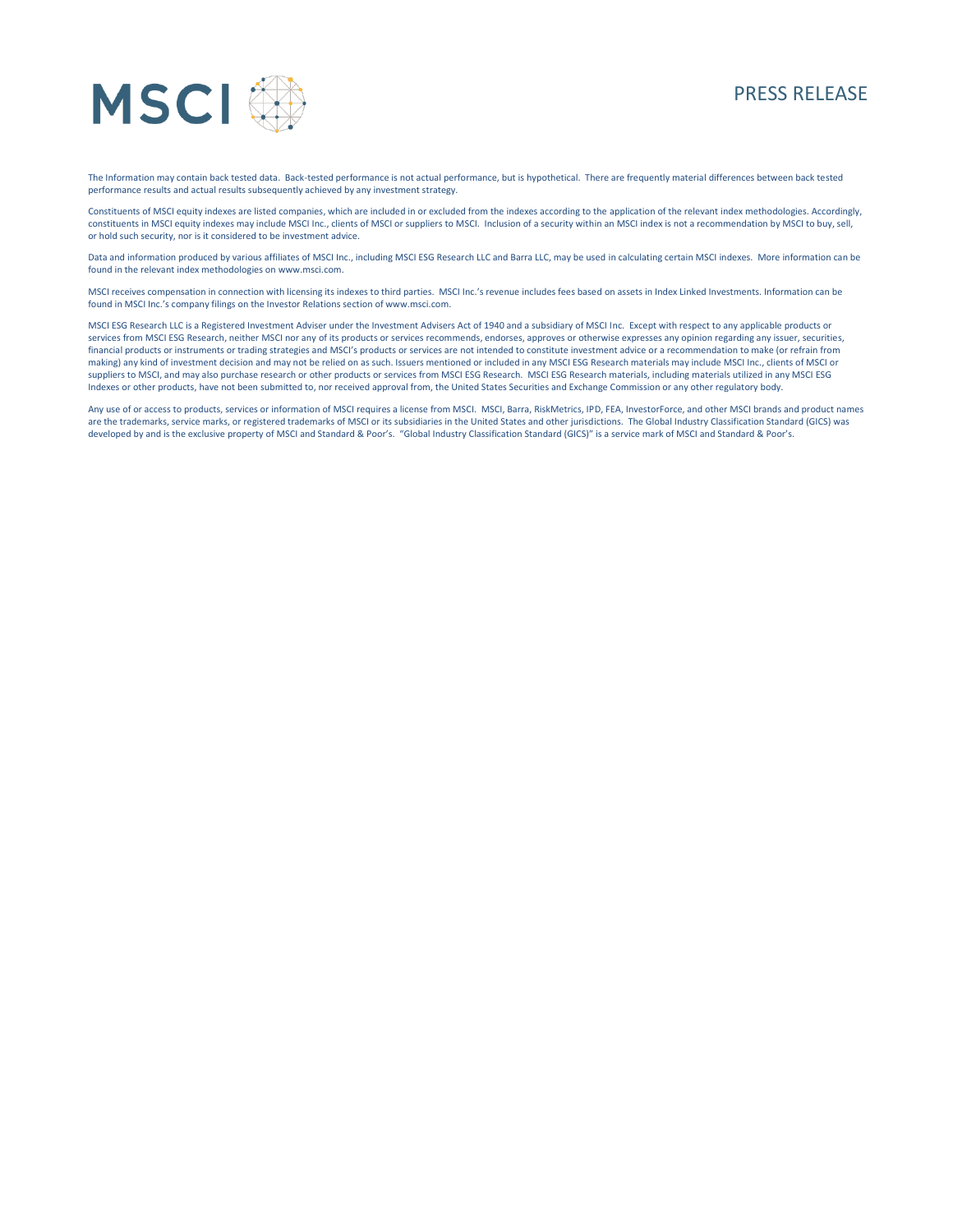The Information may contain back tested data. Back-tested performance is not actual performance, but is hypothetical. There are frequently material differences between back tested performance results and actual results subsequently achieved by any investment strategy.

Constituents of MSCI equity indexes are listed companies, which are included in or excluded from the indexes according to the application of the relevant index methodologies. Accordingly, constituents in MSCI equity indexes may include MSCI Inc., clients of MSCI or suppliers to MSCI. Inclusion of a security within an MSCI index is not a recommendation by MSCI to buy, sell, or hold such security, nor is it considered to be investment advice.

Data and information produced by various affiliates of MSCI Inc., including MSCI ESG Research LLC and Barra LLC, may be used in calculating certain MSCI indexes. More information can be found in the relevant index methodologies on www.msci.com.

MSCI receives compensation in connection with licensing its indexes to third parties. MSCI Inc.'s revenue includes fees based on assets in Index Linked Investments. Information can be found in MSCI Inc.'s company filings on the Investor Relations section of www.msci.com.

MSCI ESG Research LLC is a Registered Investment Adviser under the Investment Advisers Act of 1940 and a subsidiary of MSCI Inc. Except with respect to any applicable products or services from MSCI ESG Research, neither MSCI nor any of its products or services recommends, endorses, approves or otherwise expresses any opinion regarding any issuer, securities, financial products or instruments or trading strategies and MSCI's products or services are not intended to constitute investment advice or a recommendation to make (or refrain from making) any kind of investment decision and may not be relied on as such. Issuers mentioned or included in any MSCI ESG Research materials may include MSCI Inc., clients of MSCI or suppliers to MSCI, and may also purchase research or other products or services from MSCI ESG Research. MSCI ESG Research materials, including materials utilized in any MSCI ESG Indexes or other products, have not been submitted to, nor received approval from, the United States Securities and Exchange Commission or any other regulatory body.

Any use of or access to products, services or information of MSCI requires a license from MSCI. MSCI, Barra, RiskMetrics, IPD, FEA, InvestorForce, and other MSCI brands and product names are the trademarks, service marks, or registered trademarks of MSCI or its subsidiaries in the United States and other jurisdictions. The Global Industry Classification Standard (GICS) was developed by and is the exclusive property of MSCI and Standard & Poor's. "Global Industry Classification Standard (GICS)" is a service mark of MSCI and Standard & Poor's.